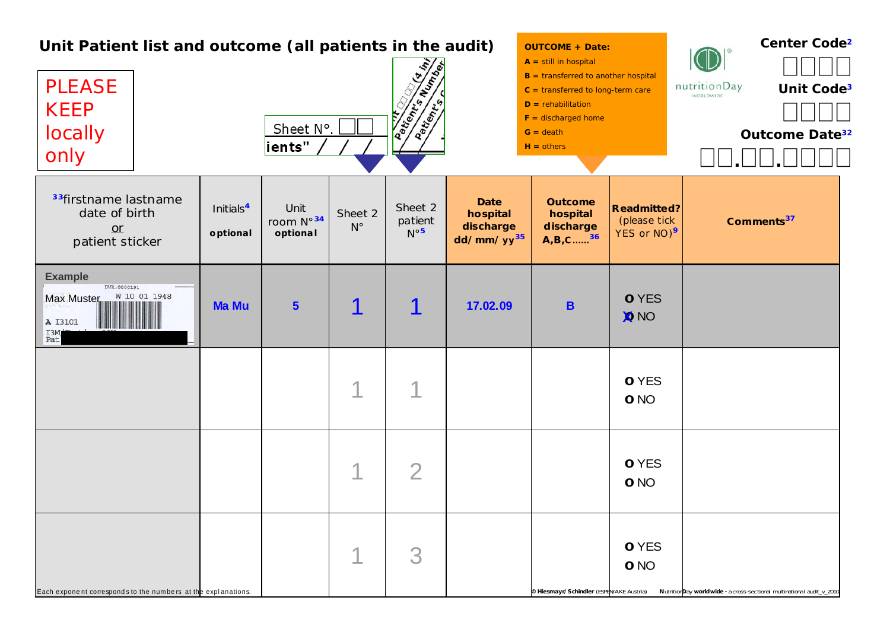# Unit Patient list and outcome (all patients in the audit)

PLEASE KEEP locally only

Sheet N°. ☐☐

ients" / / /

Patient's Number (4 ini... Patient's C...

**OUTCOME + Date:**

- **A** = still in hospital
- **B** = transferred to another hospital
- **C** = transferred to long-term care
- **D** = rehabilitation
- **F** = discharged home
- **G** = death
- **H** = others

nutritionDay WORLDWIDE

**Center Code**[2] ☐☐☐☐

**Unit Code**[3] ☐☐☐☐

**Outcome Date**[32] ☐☐.☐☐.☐☐☐☐

| [33]firstname lastname date of birth or patient sticker | Initials[4] optional | Unit room N°[34] optional | Sheet 2 N° | Sheet 2 patient N°[5] | Date hospital discharge dd/mm/yy[35] | Outcome hospital discharge A,B,C......[36] | Readmitted? (please tick YES or NO)[9] | Comments[37] |
|---|---|---|---|---|---|---|---|---|
| Example: Max Muster, W 10 01 1948, A I3101 | Ma Mu | 5 | 1 | 1 | 17.02.09 | B | O YES / X NO | |
| | | | 1 | 1 | | | O YES / O NO | |
| | | | 1 | 2 | | | O YES / O NO | |
| | | | 1 | 3 | | | O YES / O NO | |

Each exponent corresponds to the numbers at the explanations.

© Hiesmayr/Schindler (ESPEN/AKE Austria) NutritionDay worldwide - a cross-sectional multinational audit_v_2010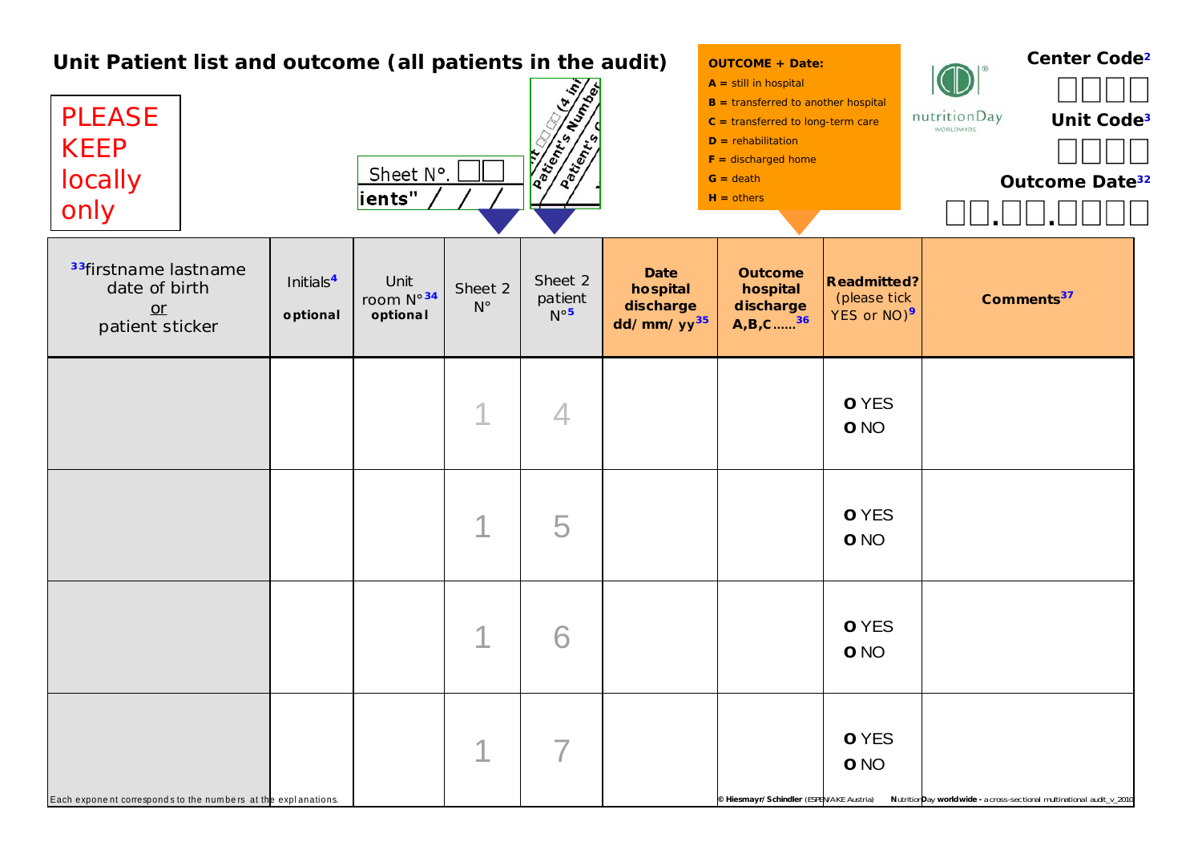# Unit Patient list and outcome (all patients in the audit)

PLEASE KEEP locally only

Sheet N°. ☐☐

iients" / / /

Patient's Number (4 ini... Patient's C...

**OUTCOME + Date:**
**A =** still in hospital
**B =** transferred to another hospital
**C =** transferred to long-term care
**D =** rehabilitation
**F =** discharged home
**G =** death
**H =** others

nutritionDay WORLDWIDE

**Center Code**[2] ☐☐☐☐

**Unit Code**[3] ☐☐☐☐

**Outcome Date**[32] ☐☐.☐☐.☐☐☐☐

| [33]firstname lastname date of birth or patient sticker | Initials[4] **optional** | Unit room N°[34] **optional** | Sheet 2 N° | Sheet 2 patient N°[5] | **Date hospital discharge dd/mm/yy**[35] | **Outcome hospital discharge A,B,C......**[36] | **Readmitted?** (please tick YES or NO)[9] | **Comments**[37] |
|---|---|---|---|---|---|---|---|---|
| | | | 1 | 4 | | | O YES O NO | |
| | | | 1 | 5 | | | O YES O NO | |
| | | | 1 | 6 | | | O YES O NO | |
| | | | 1 | 7 | | | O YES O NO | |

Each exponent corresponds to the numbers at the explanations.

© Hiesmayr/Schindler (ESPEN/AKE Austria) NutritionDay worldwide - a cross-sectional multinational audit_v_2010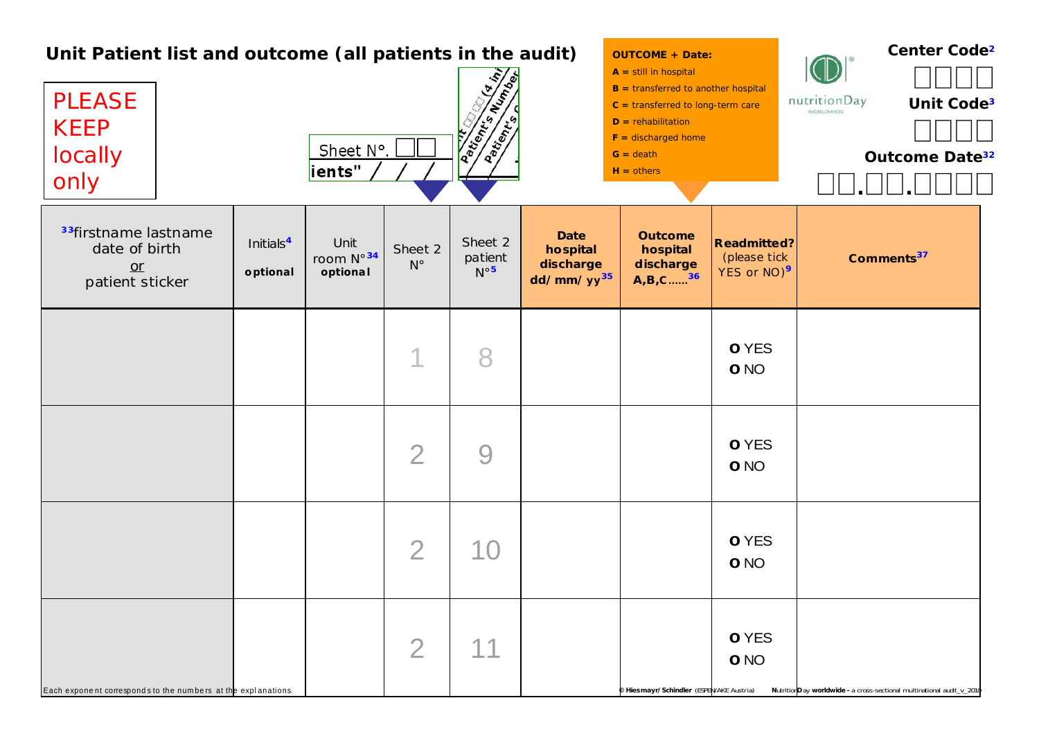# Unit Patient list and outcome (all patients in the audit)

PLEASE KEEP locally only

Sheet N°. □□

ients" / / /

Patient's Number (4 ini... Patient's C...

**OUTCOME + Date:**
- **A =** still in hospital
- **B =** transferred to another hospital
- **C =** transferred to long-term care
- **D =** rehabilitation
- **F =** discharged home
- **G =** death
- **H =** others

nutritionDay WORLDWIDE

**Center Code**[2] □□□□

**Unit Code**[3] □□□□

**Outcome Date**[32] □□.□□.□□□□

| [33]firstname lastname date of birth or patient sticker | Initials[4] **optional** | Unit room N°[34] **optional** | Sheet 2 N° | Sheet 2 patient N°[5] | **Date hospital discharge dd/mm/yy**[35] | **Outcome hospital discharge A,B,C……**[36] | **Readmitted?** (please tick YES or NO)[9] | **Comments**[37] |
|---|---|---|---|---|---|---|---|---|
| | | | 1 | 8 | | | O YES O NO | |
| | | | 2 | 9 | | | O YES O NO | |
| | | | 2 | 10 | | | O YES O NO | |
| | | | 2 | 11 | | | O YES O NO | |

Each exponent corresponds to the numbers at the explanations.

© Hiesmayr/Schindler (ESPEN/AKE Austria) NutritionDay worldwide - a cross-sectional multinational audit_v_2010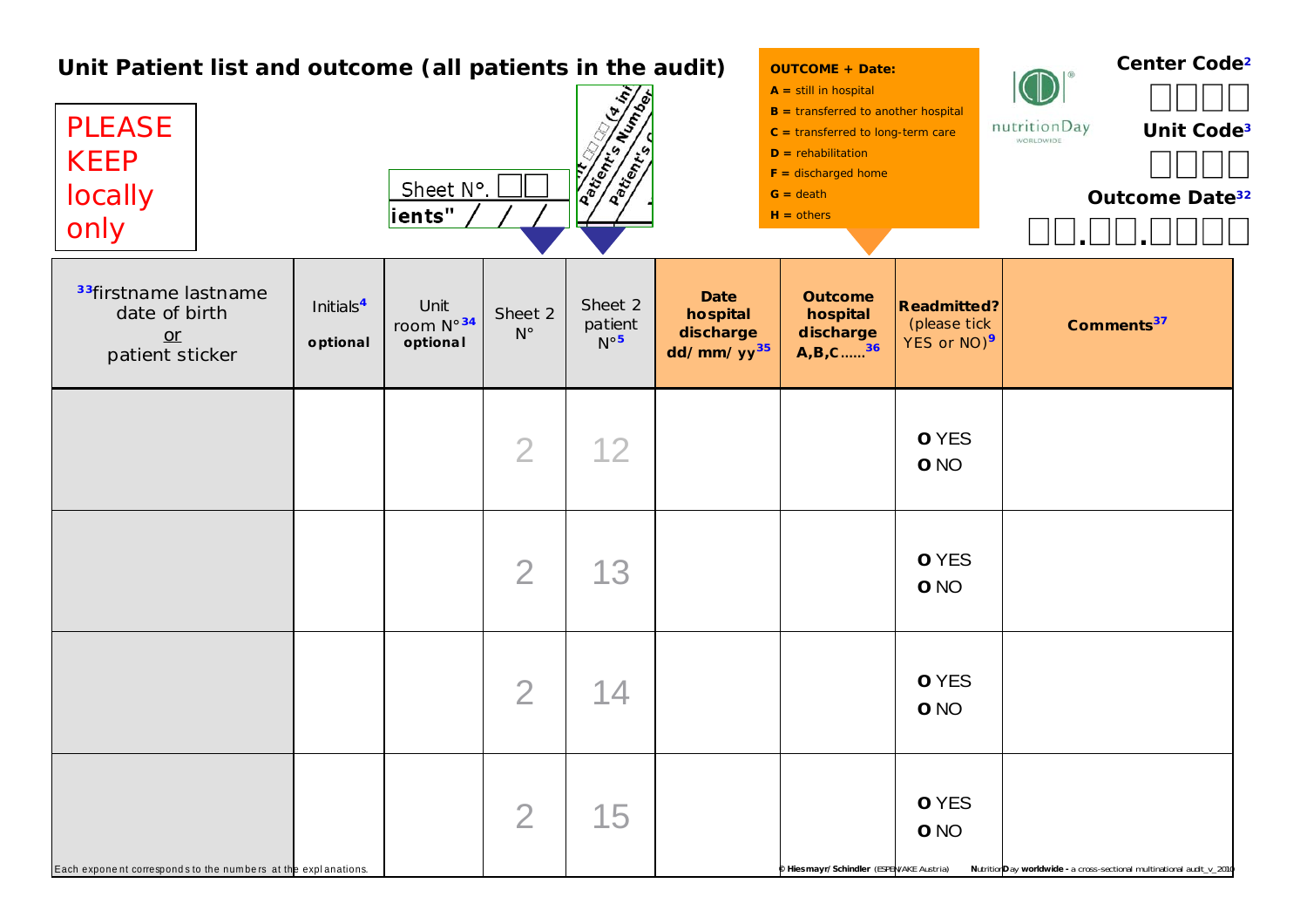# Unit Patient list and outcome (all patients in the audit)

PLEASE KEEP locally only

Sheet N°. ☐☐

ients" / / /

Patient's Number (4 ini... Patient's C...

**OUTCOME + Date:**

- **A** = still in hospital
- **B** = transferred to another hospital
- **C** = transferred to long-term care
- **D** = rehabilitation
- **F** = discharged home
- **G** = death
- **H** = others

nutritionDay WORLDWIDE

**Center Code**[2] ☐☐☐☐

**Unit Code**[3] ☐☐☐☐

**Outcome Date**[32] ☐☐.☐☐.☐☐☐☐

| [33]firstname lastname date of birth or patient sticker | Initials[4] **optional** | Unit room N°[34] **optional** | Sheet 2 N° | Sheet 2 patient N°[5] | **Date hospital discharge dd/mm/yy**[35] | **Outcome hospital discharge A,B,C……**[36] | **Readmitted?** (please tick YES or NO)[9] | **Comments**[37] |
|---|---|---|---|---|---|---|---|---|
| | | | 2 | 12 | | | **O** YES **O** NO | |
| | | | 2 | 13 | | | **O** YES **O** NO | |
| | | | 2 | 14 | | | **O** YES **O** NO | |
| | | | 2 | 15 | | | **O** YES **O** NO | |

Each exponent corresponds to the numbers at the explanations.

© **Hiesmayr/Schindler** (ESPEN/AKE Austria) **NutritionDay worldwide** - a cross-sectional multinational audit_v_2010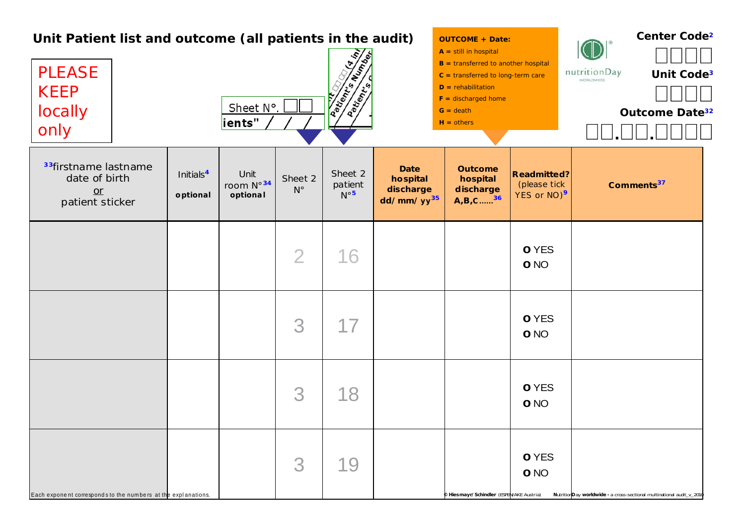# Unit Patient list and outcome (all patients in the audit)

PLEASE KEEP locally only

Sheet N°. ☐☐

ients" / / /

Patient's Number (4 ini...

Patient's C...

**OUTCOME + Date:**

**A** = still in hospital
**B** = transferred to another hospital
**C** = transferred to long-term care
**D** = rehabilitation
**F** = discharged home
**G** = death
**H** = others

nutritionDay WORLDWIDE

**Center Code**[2] ☐☐☐☐

**Unit Code**[3] ☐☐☐☐

**Outcome Date**[32] ☐☐.☐☐.☐☐☐☐

| [33]firstname lastname date of birth or patient sticker | Initials[4] **optional** | Unit room N°[34] **optional** | Sheet 2 N° | Sheet 2 patient N°[5] | **Date hospital discharge dd/mm/yy**[35] | **Outcome hospital discharge A,B,C……**[36] | **Readmitted?** (please tick YES or NO)[9] | **Comments**[37] |
|---|---|---|---|---|---|---|---|---|
| | | | 2 | 16 | | | O YES O NO | |
| | | | 3 | 17 | | | O YES O NO | |
| | | | 3 | 18 | | | O YES O NO | |
| | | | 3 | 19 | | | O YES O NO | |

Each exponent corresponds to the numbers at the explanations.

© Hiesmayr/Schindler (ESPEN/AKE Austria) NutritionDay **worldwide** - a cross-sectional multinational audit_v_2010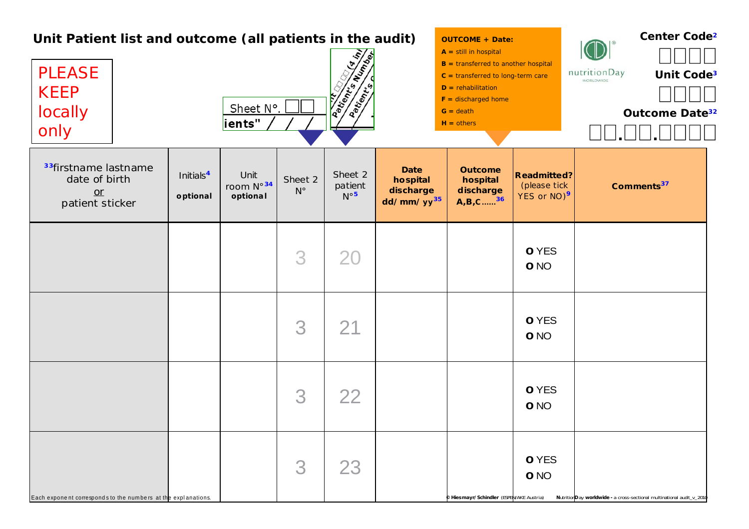# Unit Patient list and outcome (all patients in the audit)

PLEASE KEEP locally only

Sheet N°. ☐☐

ients" / / /

Patient's Number (4 ini ... Patient's C ...

**OUTCOME + Date:**

- **A** = still in hospital
- **B** = transferred to another hospital
- **C** = transferred to long-term care
- **D** = rehabilitation
- **F** = discharged home
- **G** = death
- **H** = others

nutritionDay WORLDWIDE

**Center Code**[2] ☐☐☐☐

**Unit Code**[3] ☐☐☐☐

**Outcome Date**[32] ☐☐.☐☐.☐☐☐☐

| [33]firstname lastname date of birth or patient sticker | Initials[4] **optional** | Unit room N°[34] **optional** | Sheet 2 N° | Sheet 2 patient N°[5] | **Date hospital discharge dd/mm/yy**[35] | **Outcome hospital discharge A,B,C……**[36] | **Readmitted?** (please tick YES or NO)[9] | **Comments**[37] |
|---|---|---|---|---|---|---|---|---|
| | | | 3 | 20 | | | **O** YES **O** NO | |
| | | | 3 | 21 | | | **O** YES **O** NO | |
| | | | 3 | 22 | | | **O** YES **O** NO | |
| | | | 3 | 23 | | | **O** YES **O** NO | |

Each exponent corresponds to the numbers at the explanations.

© **Hiesmayr/Schindler** (ESPEN/AKE Austria) Nutrition**D**ay **worldwide -** a cross-sectional multinational audit_v_2010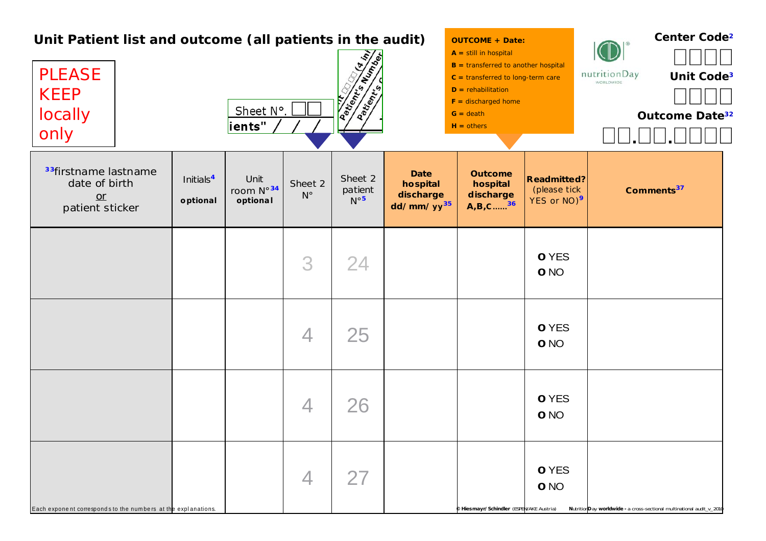# Unit Patient list and outcome (all patients in the audit)

PLEASE KEEP locally only

Sheet N°. ☐☐

ients" / / /

Patient's Number (4 ini...) Patient's C...

**OUTCOME + Date:**

- **A** = still in hospital
- **B** = transferred to another hospital
- **C** = transferred to long-term care
- **D** = rehabilitation
- **F** = discharged home
- **G** = death
- **H** = others

nutritionDay WORLDWIDE

**Center Code**[2] ☐☐☐☐

**Unit Code**[3] ☐☐☐☐

**Outcome Date**[32] ☐☐.☐☐.☐☐☐☐

| [33]firstname lastname date of birth or patient sticker | Initials[4] **optional** | Unit room N°[34] **optional** | Sheet 2 N° | Sheet 2 patient N°[5] | **Date hospital discharge dd/mm/yy**[35] | **Outcome hospital discharge A,B,C……**[36] | **Readmitted?** (please tick YES or NO)[9] | **Comments**[37] |
|---|---|---|---|---|---|---|---|---|
| | | | 3 | 24 | | | O YES O NO | |
| | | | 4 | 25 | | | O YES O NO | |
| | | | 4 | 26 | | | O YES O NO | |
| | | | 4 | 27 | | | O YES O NO | |

Each exponent corresponds to the numbers at the explanations.

© Hiesmayr/Schindler (ESPEN/AKE Austria) NutritionDay worldwide - a cross-sectional multinational audit_v_2010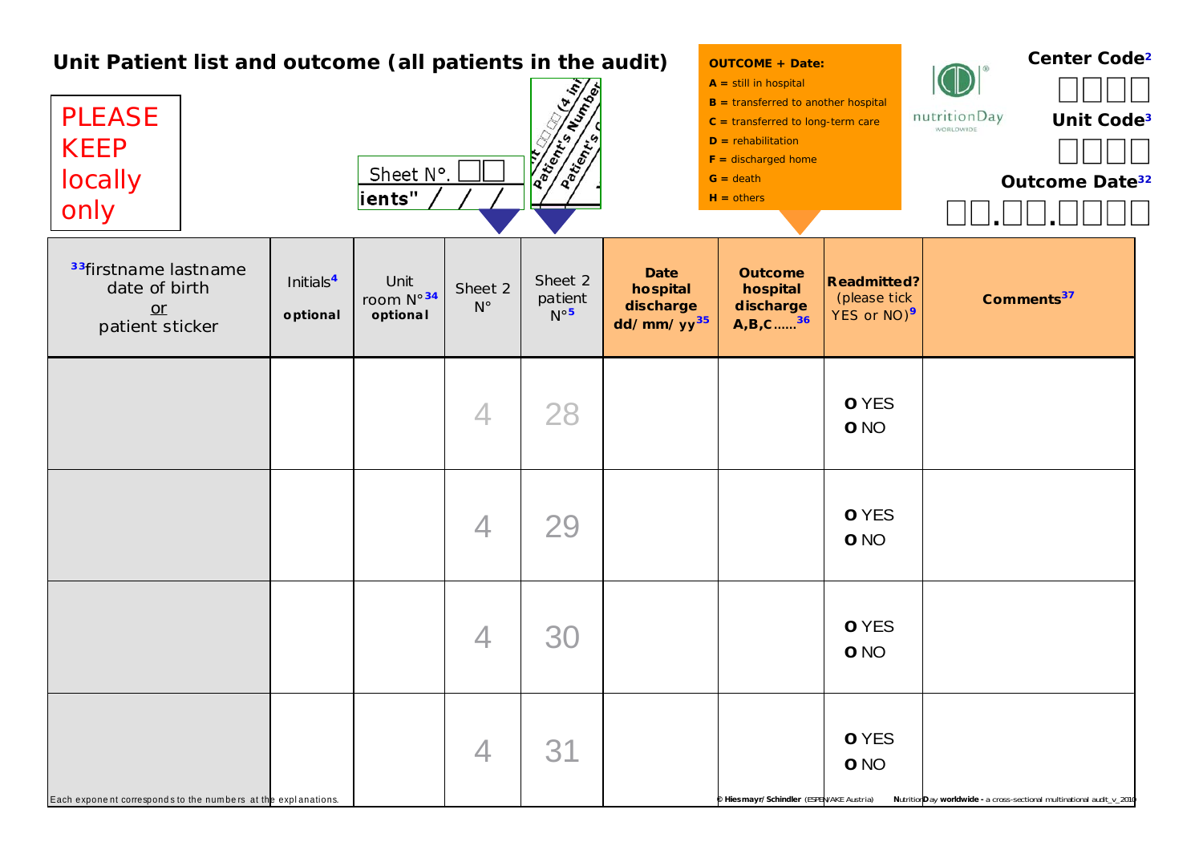# Unit Patient list and outcome (all patients in the audit)

PLEASE KEEP locally only

Sheet N°. ☐☐

ients" / / /

Patient's Number (4 ini... Patient's C...

**OUTCOME + Date:**

**A** = still in hospital
**B** = transferred to another hospital
**C** = transferred to long-term care
**D** = rehabilitation
**F** = discharged home
**G** = death
**H** = others

nutritionDay WORLDWIDE

**Center Code**[2] ☐☐☐☐

**Unit Code**[3] ☐☐☐☐

**Outcome Date**[32] ☐☐.☐☐.☐☐☐☐

| [33]firstname lastname date of birth or patient sticker | Initials[4] **optional** | Unit room N°[34] **optional** | Sheet 2 N° | Sheet 2 patient N°[5] | **Date hospital discharge dd/mm/yy**[35] | **Outcome hospital discharge A,B,C……**[36] | **Readmitted?** (please tick YES or NO)[9] | **Comments**[37] |
|---|---|---|---|---|---|---|---|---|
| | | | 4 | 28 | | | **O** YES **O** NO | |
| | | | 4 | 29 | | | **O** YES **O** NO | |
| | | | 4 | 30 | | | **O** YES **O** NO | |
| | | | 4 | 31 | | | **O** YES **O** NO | |

Each exponent corresponds to the numbers at the explanations.

© Hiesmayr/Schindler (ESPEN/AKE Austria) NutritionDay worldwide - a cross-sectional multinational audit_v_2010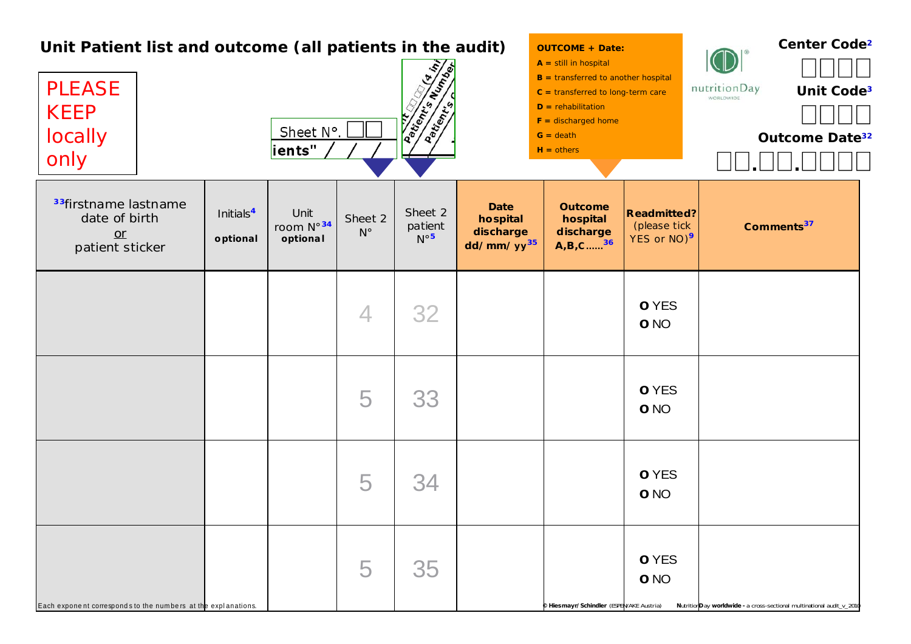# Unit Patient list and outcome (all patients in the audit)

PLEASE KEEP locally only

Sheet N°. ☐☐

ients" / / /

nit ☐☐☐☐ (4 ini Patient's Number Patient's C

**OUTCOME + Date:**

**A** = still in hospital
**B** = transferred to another hospital
**C** = transferred to long-term care
**D** = rehabilitation
**F** = discharged home
**G** = death
**H** = others

nutritionDay WORLDWIDE

**Center Code**[2] ☐☐☐☐

**Unit Code**[3] ☐☐☐☐

**Outcome Date**[32] ☐☐.☐☐.☐☐☐☐

| [33]firstname lastname date of birth or patient sticker | Initials[4] **optional** | Unit room N°[34] **optional** | Sheet 2 N° | Sheet 2 patient N°[5] | **Date hospital discharge dd/mm/yy**[35] | **Outcome hospital discharge A,B,C……**[36] | **Readmitted?** (please tick YES or NO)[9] | **Comments**[37] |
|---|---|---|---|---|---|---|---|---|
| | | | 4 | 32 | | | O YES<br>O NO | |
| | | | 5 | 33 | | | O YES<br>O NO | |
| | | | 5 | 34 | | | O YES<br>O NO | |
| | | | 5 | 35 | | | O YES<br>O NO | |

Each exponent corresponds to the numbers at the explanations.

© Hiesmayr/Schindler (ESPEN/AKE Austria) NutritionDay worldwide - a cross-sectional multinational audit_v_2010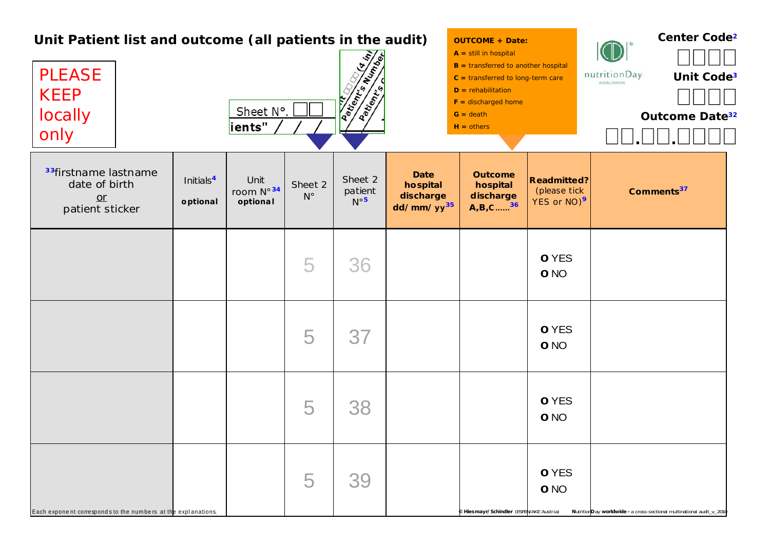# Unit Patient list and outcome (all patients in the audit)

PLEASE KEEP locally only

Sheet N°. ☐☐

ients" / / /

Patient's Number (4 ini... Patient's ...

**OUTCOME + Date:**
**A** = still in hospital
**B** = transferred to another hospital
**C** = transferred to long-term care
**D** = rehabilitation
**F** = discharged home
**G** = death
**H** = others

nutritionDay WORLDWIDE

**Center Code**[2] ☐☐☐☐

**Unit Code**[3] ☐☐☐☐

**Outcome Date**[32] ☐☐.☐☐.☐☐☐☐

| [33]firstname lastname date of birth or patient sticker | Initials[4] **optional** | Unit room N°[34] **optional** | Sheet 2 N° | Sheet 2 patient N°[5] | **Date hospital discharge dd/mm/yy**[35] | **Outcome hospital discharge A,B,C……**[36] | **Readmitted?** (please tick YES or NO)[9] | **Comments**[37] |
|---|---|---|---|---|---|---|---|---|
| | | | 5 | 36 | | | O YES O NO | |
| | | | 5 | 37 | | | O YES O NO | |
| | | | 5 | 38 | | | O YES O NO | |
| | | | 5 | 39 | | | O YES O NO | |

Each exponent corresponds to the numbers at the explanations.

© Hiesmayr/Schindler (ESPEN/AKE Austria) NutritionDay worldwide - a cross-sectional multinational audit_v_2010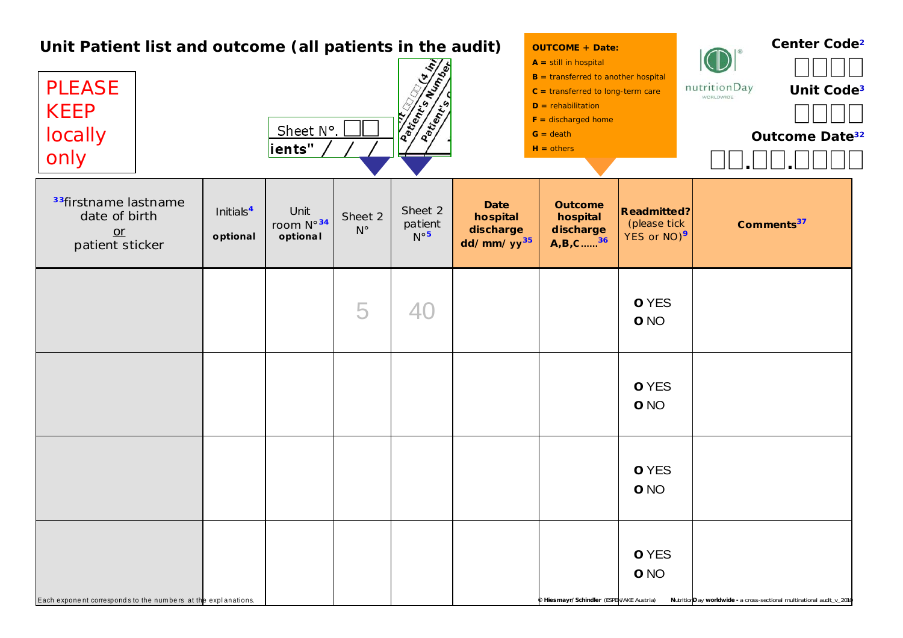# Unit Patient list and outcome (all patients in the audit)

PLEASE KEEP locally only

Sheet N°. ☐☐

ients" / / /

Patient's Number (4 ini... Patient's ...

**OUTCOME + Date:**

- **A** = still in hospital
- **B** = transferred to another hospital
- **C** = transferred to long-term care
- **D** = rehabilitation
- **F** = discharged home
- **G** = death
- **H** = others

nutritionDay WORLDWIDE

**Center Code[2]** ☐☐☐☐

**Unit Code[3]** ☐☐☐☐

**Outcome Date[32]** ☐☐.☐☐.☐☐☐☐

| [33]firstname lastname date of birth or patient sticker | Initials[4] **optional** | Unit room N°[34] **optional** | Sheet 2 N° | Sheet 2 patient N°[5] | **Date hospital discharge dd/mm/yy[35]** | **Outcome hospital discharge A,B,C......[36]** | **Readmitted?** (please tick YES or NO)[9] | **Comments[37]** |
|---|---|---|---|---|---|---|---|---|
| | | | 5 | 40 | | | O YES O NO | |
| | | | | | | | O YES O NO | |
| | | | | | | | O YES O NO | |
| | | | | | | | O YES O NO | |

Each exponent corresponds to the numbers at the explanations.

© Hiesmayr/Schindler (ESPEN/AKE Austria) NutritionDay worldwide - a cross-sectional multinational audit_v_2010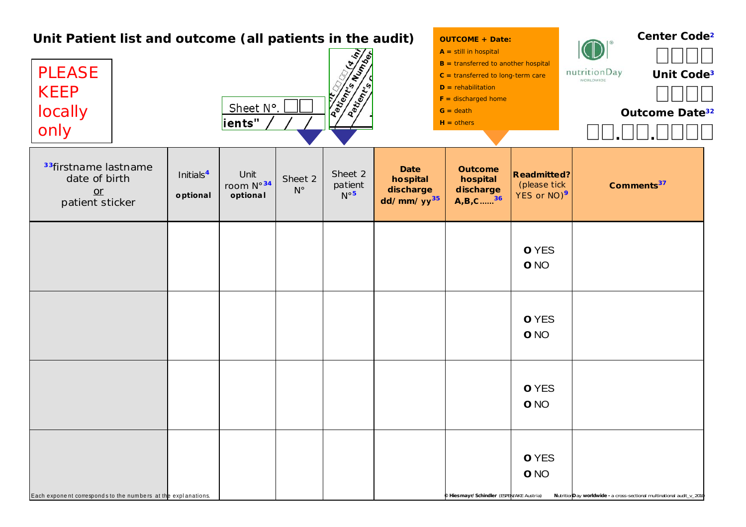# Unit Patient list and outcome (all patients in the audit)

PLEASE KEEP locally only

Sheet N°. ☐☐

ients" / / /

Patient's Number (4 ini... Patient's ...

**OUTCOME + Date:**

**A =** still in hospital
**B =** transferred to another hospital
**C =** transferred to long-term care
**D =** rehabilitation
**F =** discharged home
**G =** death
**H =** others

nutritionDay WORLDWIDE

**Center Code**[2] ☐☐☐☐

**Unit Code**[3] ☐☐☐☐

**Outcome Date**[32] ☐☐.☐☐.☐☐☐☐

| [33]firstname lastname date of birth or patient sticker | Initials[4] **optional** | Unit room N°[34] **optional** | Sheet 2 N° | Sheet 2 patient N°[5] | **Date hospital discharge dd/mm/yy**[35] | **Outcome hospital discharge A,B,C……**[36] | **Readmitted?** (please tick YES or NO)[9] | **Comments**[37] |
|---|---|---|---|---|---|---|---|---|
| | | | | | | | O YES O NO | |
| | | | | | | | O YES O NO | |
| | | | | | | | O YES O NO | |
| | | | | | | | O YES O NO | |

Each exponent corresponds to the numbers at the explanations.

© Hiesmayr/Schindler (ESPEN/AKE Austria) NutritionDay worldwide - a cross-sectional multinational audit_v_2010